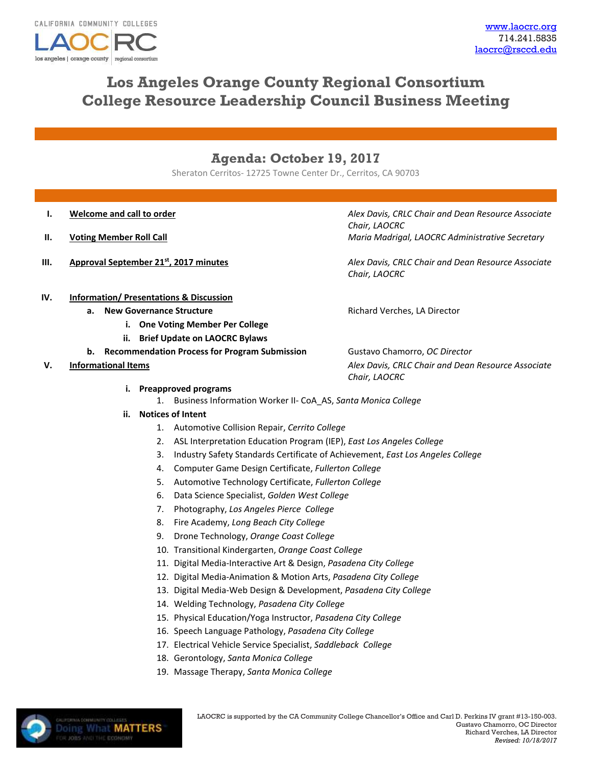CALIFORNIA COMMUNITY COLLEGES
LAOCRC
los angeles | orange county | regional consortium

www.laocrc.org
714.241.5835
laocrc@rsccd.edu

# Los Angeles Orange County Regional Consortium College Resource Leadership Council Business Meeting

## Agenda: October 19, 2017

Sheraton Cerritos- 12725 Towne Center Dr., Cerritos, CA 90703

I. **Welcome and call to order** — *Alex Davis, CRLC Chair and Dean Resource Associate Chair, LAOCRC*

II. **Voting Member Roll Call** — *Maria Madrigal, LAOCRC Administrative Secretary*

III. **Approval September 21st, 2017 minutes** — *Alex Davis, CRLC Chair and Dean Resource Associate Chair, LAOCRC*

IV. **Information/ Presentations & Discussion**
   a. **New Governance Structure** — Richard Verches, LA Director
      i. **One Voting Member Per College**
      ii. **Brief Update on LAOCRC Bylaws**
   b. **Recommendation Process for Program Submission** — Gustavo Chamorro, *OC Director*

V. **Informational Items** — *Alex Davis, CRLC Chair and Dean Resource Associate Chair, LAOCRC*
   i. **Preapproved programs**
      1. Business Information Worker II- CoA_AS, *Santa Monica College*
   ii. **Notices of Intent**
      1. Automotive Collision Repair, *Cerrito College*
      2. ASL Interpretation Education Program (IEP), *East Los Angeles College*
      3. Industry Safety Standards Certificate of Achievement, *East Los Angeles College*
      4. Computer Game Design Certificate, *Fullerton College*
      5. Automotive Technology Certificate, *Fullerton College*
      6. Data Science Specialist, *Golden West College*
      7. Photography, *Los Angeles Pierce College*
      8. Fire Academy, *Long Beach City College*
      9. Drone Technology, *Orange Coast College*
      10. Transitional Kindergarten, *Orange Coast College*
      11. Digital Media-Interactive Art & Design, *Pasadena City College*
      12. Digital Media-Animation & Motion Arts, *Pasadena City College*
      13. Digital Media-Web Design & Development, *Pasadena City College*
      14. Welding Technology, *Pasadena City College*
      15. Physical Education/Yoga Instructor, *Pasadena City College*
      16. Speech Language Pathology, *Pasadena City College*
      17. Electrical Vehicle Service Specialist, *Saddleback College*
      18. Gerontology, *Santa Monica College*
      19. Massage Therapy, *Santa Monica College*

LAOCRC is supported by the CA Community College Chancellor's Office and Carl D. Perkins IV grant #13-150-003.
Gustavo Chamorro, OC Director
Richard Verches, LA Director
*Revised: 10/18/2017*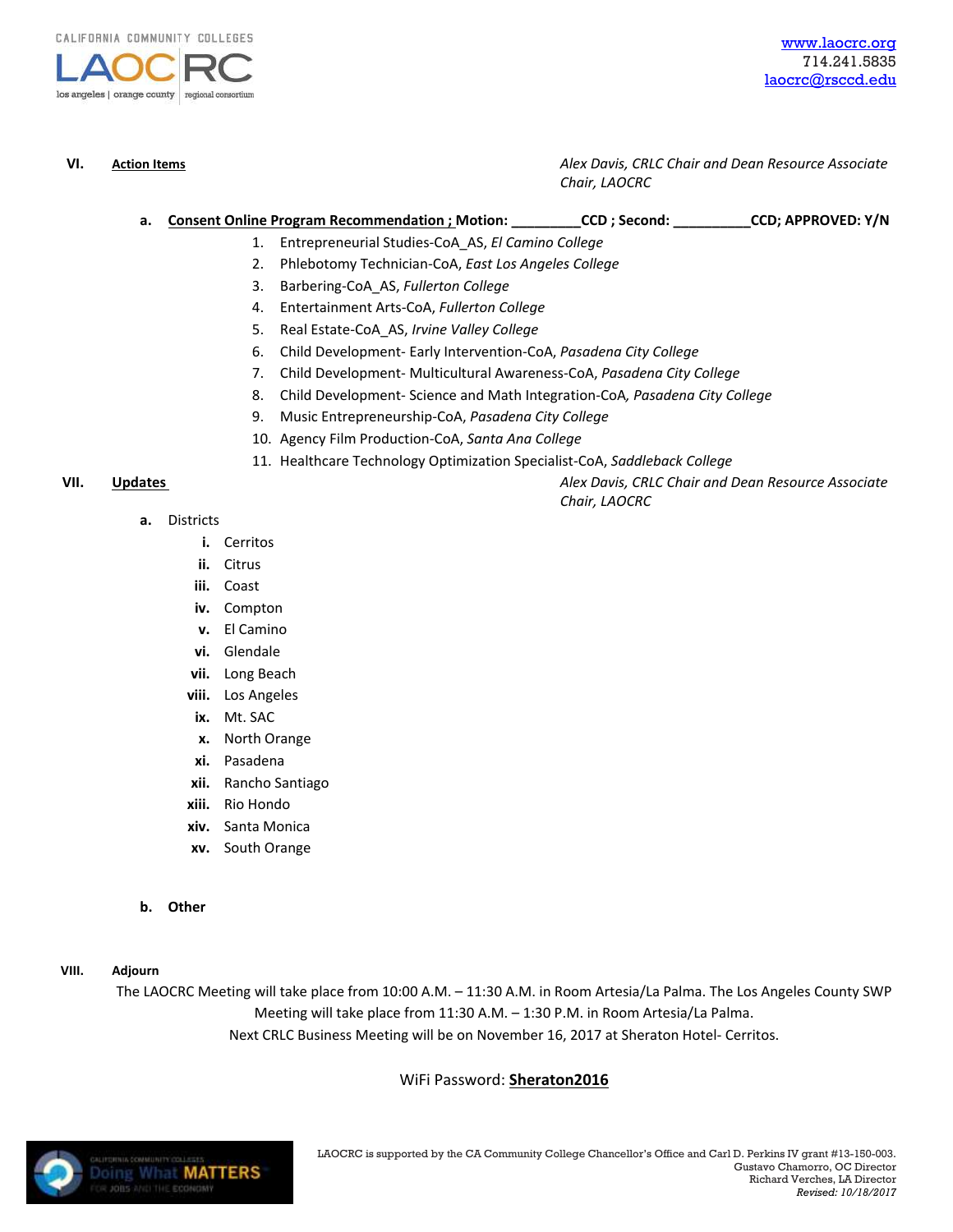**VI. Action Items** — *Alex Davis, CRLC Chair and Dean Resource Associate Chair, LAOCRC*

a. **Consent Online Program Recommendation ; Motion: ________CCD ; Second: _________CCD; APPROVED: Y/N**

1. Entrepreneurial Studies-CoA_AS, *El Camino College*
2. Phlebotomy Technician-CoA, *East Los Angeles College*
3. Barbering-CoA_AS, *Fullerton College*
4. Entertainment Arts-CoA, *Fullerton College*
5. Real Estate-CoA_AS, *Irvine Valley College*
6. Child Development- Early Intervention-CoA, *Pasadena City College*
7. Child Development- Multicultural Awareness-CoA, *Pasadena City College*
8. Child Development- Science and Math Integration-CoA, *Pasadena City College*
9. Music Entrepreneurship-CoA, *Pasadena City College*
10. Agency Film Production-CoA, *Santa Ana College*
11. Healthcare Technology Optimization Specialist-CoA, *Saddleback College*

**VII. Updates** — *Alex Davis, CRLC Chair and Dean Resource Associate Chair, LAOCRC*

a. Districts

- i. Cerritos
- ii. Citrus
- iii. Coast
- iv. Compton
- v. El Camino
- vi. Glendale
- vii. Long Beach
- viii. Los Angeles
- ix. Mt. SAC
- x. North Orange
- xi. Pasadena
- xii. Rancho Santiago
- xiii. Rio Hondo
- xiv. Santa Monica
- xv. South Orange

b. **Other**

**VIII. Adjourn**

The LAOCRC Meeting will take place from 10:00 A.M. – 11:30 A.M. in Room Artesia/La Palma. The Los Angeles County SWP Meeting will take place from 11:30 A.M. – 1:30 P.M. in Room Artesia/La Palma.

Next CRLC Business Meeting will be on November 16, 2017 at Sheraton Hotel- Cerritos.

WiFi Password: **Sheraton2016**

LAOCRC is supported by the CA Community College Chancellor's Office and Carl D. Perkins IV grant #13-150-003.
Gustavo Chamorro, OC Director
Richard Verches, LA Director
*Revised: 10/18/2017*